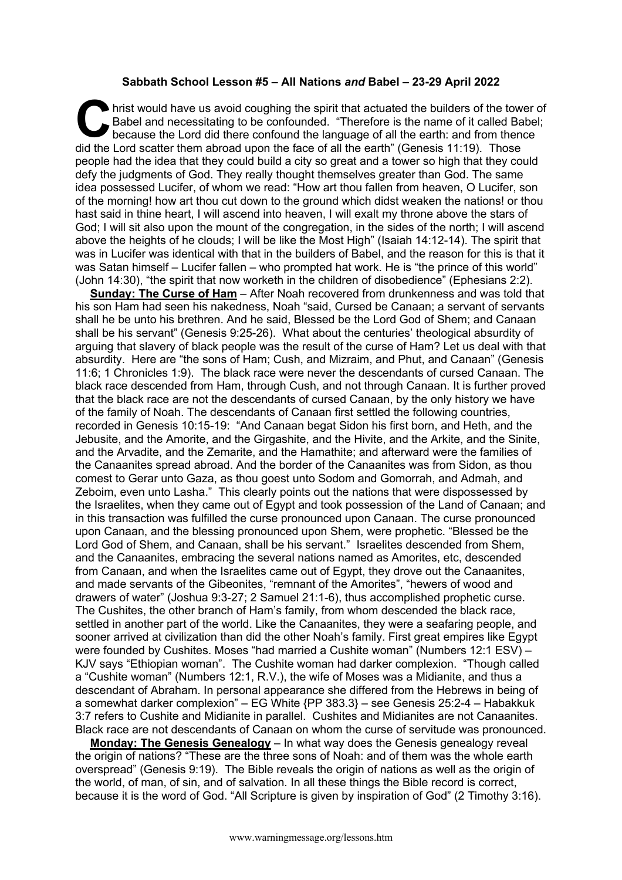**Sabbath School Lesson #5 – All Nations *and* Babel – 23-29 April 2022**

Christ would have us avoid coughing the spirit that actuated the builders of the tower of Babel and necessitating to be confounded. "Therefore is the name of it called Babel; because the Lord did there confound the language of all the earth: and from thence did the Lord scatter them abroad upon the face of all the earth" (Genesis 11:19). Those people had the idea that they could build a city so great and a tower so high that they could defy the judgments of God. They really thought themselves greater than God. The same idea possessed Lucifer, of whom we read: "How art thou fallen from heaven, O Lucifer, son of the morning! how art thou cut down to the ground which didst weaken the nations! or thou hast said in thine heart, I will ascend into heaven, I will exalt my throne above the stars of God; I will sit also upon the mount of the congregation, in the sides of the north; I will ascend above the heights of he clouds; I will be like the Most High" (Isaiah 14:12-14). The spirit that was in Lucifer was identical with that in the builders of Babel, and the reason for this is that it was Satan himself – Lucifer fallen – who prompted hat work. He is "the prince of this world" (John 14:30), "the spirit that now worketh in the children of disobedience" (Ephesians 2:2).

**Sunday: The Curse of Ham** – After Noah recovered from drunkenness and was told that his son Ham had seen his nakedness, Noah "said, Cursed be Canaan; a servant of servants shall he be unto his brethren. And he said, Blessed be the Lord God of Shem; and Canaan shall be his servant" (Genesis 9:25-26). What about the centuries' theological absurdity of arguing that slavery of black people was the result of the curse of Ham? Let us deal with that absurdity. Here are "the sons of Ham; Cush, and Mizraim, and Phut, and Canaan" (Genesis 11:6; 1 Chronicles 1:9). The black race were never the descendants of cursed Canaan. The black race descended from Ham, through Cush, and not through Canaan. It is further proved that the black race are not the descendants of cursed Canaan, by the only history we have of the family of Noah. The descendants of Canaan first settled the following countries, recorded in Genesis 10:15-19: "And Canaan begat Sidon his first born, and Heth, and the Jebusite, and the Amorite, and the Girgashite, and the Hivite, and the Arkite, and the Sinite, and the Arvadite, and the Zemarite, and the Hamathite; and afterward were the families of the Canaanites spread abroad. And the border of the Canaanites was from Sidon, as thou comest to Gerar unto Gaza, as thou goest unto Sodom and Gomorrah, and Admah, and Zeboim, even unto Lasha." This clearly points out the nations that were dispossessed by the Israelites, when they came out of Egypt and took possession of the Land of Canaan; and in this transaction was fulfilled the curse pronounced upon Canaan. The curse pronounced upon Canaan, and the blessing pronounced upon Shem, were prophetic. "Blessed be the Lord God of Shem, and Canaan, shall be his servant." Israelites descended from Shem, and the Canaanites, embracing the several nations named as Amorites, etc, descended from Canaan, and when the Israelites came out of Egypt, they drove out the Canaanites, and made servants of the Gibeonites, "remnant of the Amorites", "hewers of wood and drawers of water" (Joshua 9:3-27; 2 Samuel 21:1-6), thus accomplished prophetic curse. The Cushites, the other branch of Ham's family, from whom descended the black race, settled in another part of the world. Like the Canaanites, they were a seafaring people, and sooner arrived at civilization than did the other Noah's family. First great empires like Egypt were founded by Cushites. Moses "had married a Cushite woman" (Numbers 12:1 ESV) – KJV says "Ethiopian woman". The Cushite woman had darker complexion. "Though called a "Cushite woman" (Numbers 12:1, R.V.), the wife of Moses was a Midianite, and thus a descendant of Abraham. In personal appearance she differed from the Hebrews in being of a somewhat darker complexion" – EG White {PP 383.3} – see Genesis 25:2-4 – Habakkuk 3:7 refers to Cushite and Midianite in parallel. Cushites and Midianites are not Canaanites. Black race are not descendants of Canaan on whom the curse of servitude was pronounced.

**Monday: The Genesis Genealogy** – In what way does the Genesis genealogy reveal the origin of nations? "These are the three sons of Noah: and of them was the whole earth overspread" (Genesis 9:19). The Bible reveals the origin of nations as well as the origin of the world, of man, of sin, and of salvation. In all these things the Bible record is correct, because it is the word of God. "All Scripture is given by inspiration of God" (2 Timothy 3:16).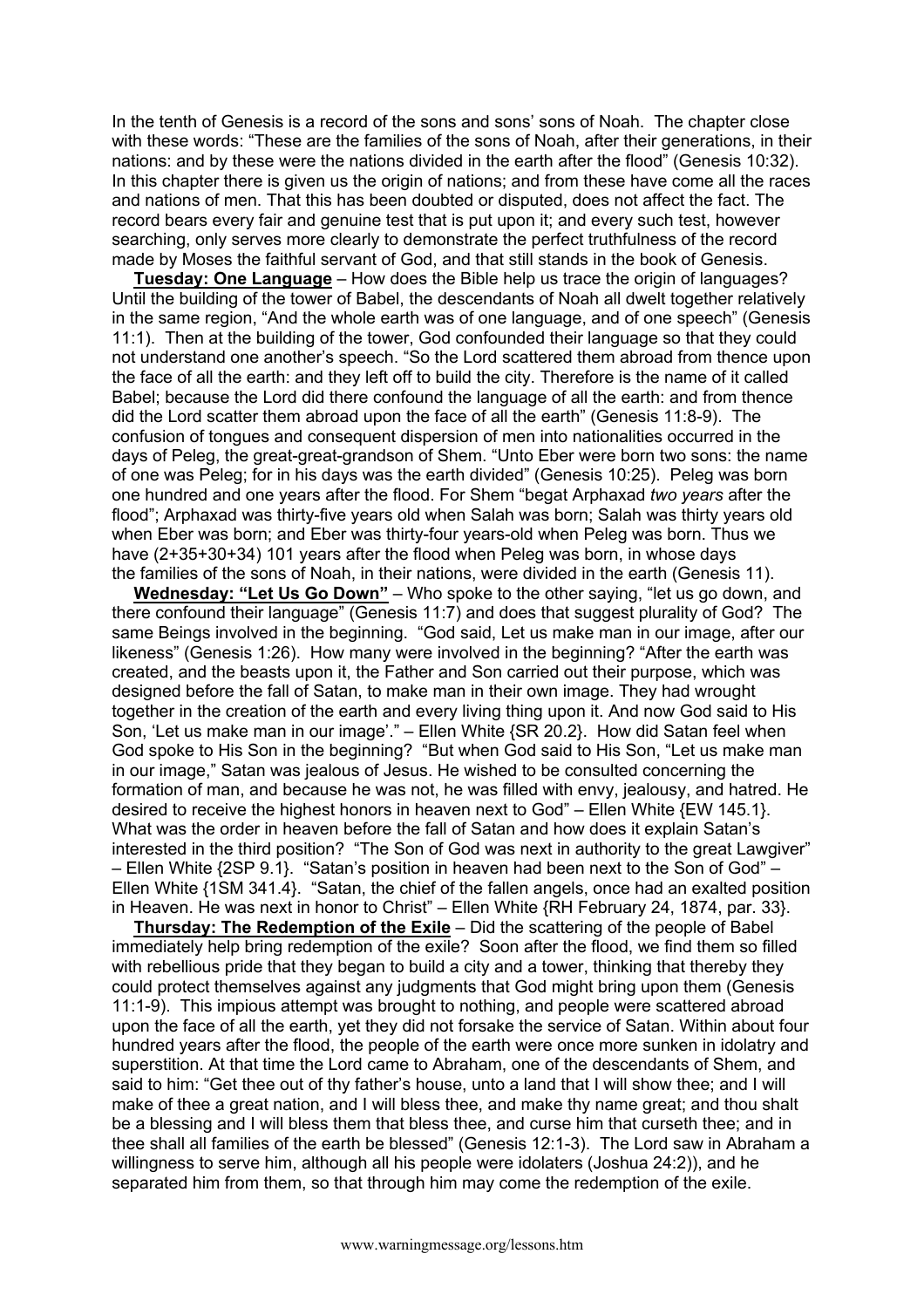In the tenth of Genesis is a record of the sons and sons' sons of Noah. The chapter close with these words: "These are the families of the sons of Noah, after their generations, in their nations: and by these were the nations divided in the earth after the flood" (Genesis 10:32). In this chapter there is given us the origin of nations; and from these have come all the races and nations of men. That this has been doubted or disputed, does not affect the fact. The record bears every fair and genuine test that is put upon it; and every such test, however searching, only serves more clearly to demonstrate the perfect truthfulness of the record made by Moses the faithful servant of God, and that still stands in the book of Genesis.

**Tuesday: One Language** – How does the Bible help us trace the origin of languages? Until the building of the tower of Babel, the descendants of Noah all dwelt together relatively in the same region, "And the whole earth was of one language, and of one speech" (Genesis 11:1). Then at the building of the tower, God confounded their language so that they could not understand one another's speech. "So the Lord scattered them abroad from thence upon the face of all the earth: and they left off to build the city. Therefore is the name of it called Babel; because the Lord did there confound the language of all the earth: and from thence did the Lord scatter them abroad upon the face of all the earth" (Genesis 11:8-9). The confusion of tongues and consequent dispersion of men into nationalities occurred in the days of Peleg, the great-great-grandson of Shem. "Unto Eber were born two sons: the name of one was Peleg; for in his days was the earth divided" (Genesis 10:25). Peleg was born one hundred and one years after the flood. For Shem "begat Arphaxad *two years* after the flood"; Arphaxad was thirty-five years old when Salah was born; Salah was thirty years old when Eber was born; and Eber was thirty-four years-old when Peleg was born. Thus we have (2+35+30+34) 101 years after the flood when Peleg was born, in whose days the families of the sons of Noah, in their nations, were divided in the earth (Genesis 11).

**Wednesday: "Let Us Go Down"** – Who spoke to the other saying, "let us go down, and there confound their language" (Genesis 11:7) and does that suggest plurality of God? The same Beings involved in the beginning. "God said, Let us make man in our image, after our likeness" (Genesis 1:26). How many were involved in the beginning? "After the earth was created, and the beasts upon it, the Father and Son carried out their purpose, which was designed before the fall of Satan, to make man in their own image. They had wrought together in the creation of the earth and every living thing upon it. And now God said to His Son, 'Let us make man in our image'." – Ellen White {SR 20.2}. How did Satan feel when God spoke to His Son in the beginning? "But when God said to His Son, "Let us make man in our image," Satan was jealous of Jesus. He wished to be consulted concerning the formation of man, and because he was not, he was filled with envy, jealousy, and hatred. He desired to receive the highest honors in heaven next to God" – Ellen White {EW 145.1}. What was the order in heaven before the fall of Satan and how does it explain Satan's interested in the third position? "The Son of God was next in authority to the great Lawgiver" – Ellen White {2SP 9.1}. "Satan's position in heaven had been next to the Son of God" – Ellen White {1SM 341.4}. "Satan, the chief of the fallen angels, once had an exalted position in Heaven. He was next in honor to Christ" – Ellen White {RH February 24, 1874, par. 33}.

**Thursday: The Redemption of the Exile** – Did the scattering of the people of Babel immediately help bring redemption of the exile? Soon after the flood, we find them so filled with rebellious pride that they began to build a city and a tower, thinking that thereby they could protect themselves against any judgments that God might bring upon them (Genesis 11:1-9). This impious attempt was brought to nothing, and people were scattered abroad upon the face of all the earth, yet they did not forsake the service of Satan. Within about four hundred years after the flood, the people of the earth were once more sunken in idolatry and superstition. At that time the Lord came to Abraham, one of the descendants of Shem, and said to him: "Get thee out of thy father's house, unto a land that I will show thee; and I will make of thee a great nation, and I will bless thee, and make thy name great; and thou shalt be a blessing and I will bless them that bless thee, and curse him that curseth thee; and in thee shall all families of the earth be blessed" (Genesis 12:1-3). The Lord saw in Abraham a willingness to serve him, although all his people were idolaters (Joshua 24:2)), and he separated him from them, so that through him may come the redemption of the exile.

www.warningmessage.org/lessons.htm